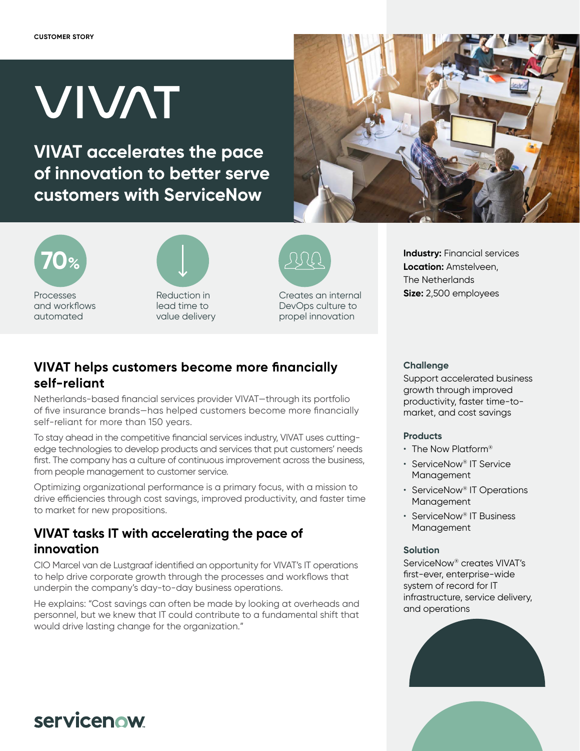CUSTOMER STORY

# VIVAT

## VIVAT accelerates the pace of innovation to better serve customers with ServiceNow

**70%** Processes and workflows automated

Reduction in lead time to value delivery

Creates an internal DevOps culture to propel innovation

**Industry:** Financial services
**Location:** Amstelveen, The Netherlands
**Size:** 2,500 employees

## VIVAT helps customers become more financially self-reliant

Netherlands-based financial services provider VIVAT—through its portfolio of five insurance brands—has helped customers become more financially self-reliant for more than 150 years.

To stay ahead in the competitive financial services industry, VIVAT uses cutting-edge technologies to develop products and services that put customers' needs first. The company has a culture of continuous improvement across the business, from people management to customer service.

Optimizing organizational performance is a primary focus, with a mission to drive efficiencies through cost savings, improved productivity, and faster time to market for new propositions.

## VIVAT tasks IT with accelerating the pace of innovation

CIO Marcel van de Lustgraaf identified an opportunity for VIVAT's IT operations to help drive corporate growth through the processes and workflows that underpin the company's day-to-day business operations.

He explains: "Cost savings can often be made by looking at overheads and personnel, but we knew that IT could contribute to a fundamental shift that would drive lasting change for the organization."

### Challenge

Support accelerated business growth through improved productivity, faster time-to-market, and cost savings

### Products

- The Now Platform®
- ServiceNow® IT Service Management
- ServiceNow® IT Operations Management
- ServiceNow® IT Business Management

### Solution

ServiceNow® creates VIVAT's first-ever, enterprise-wide system of record for IT infrastructure, service delivery, and operations

servicenow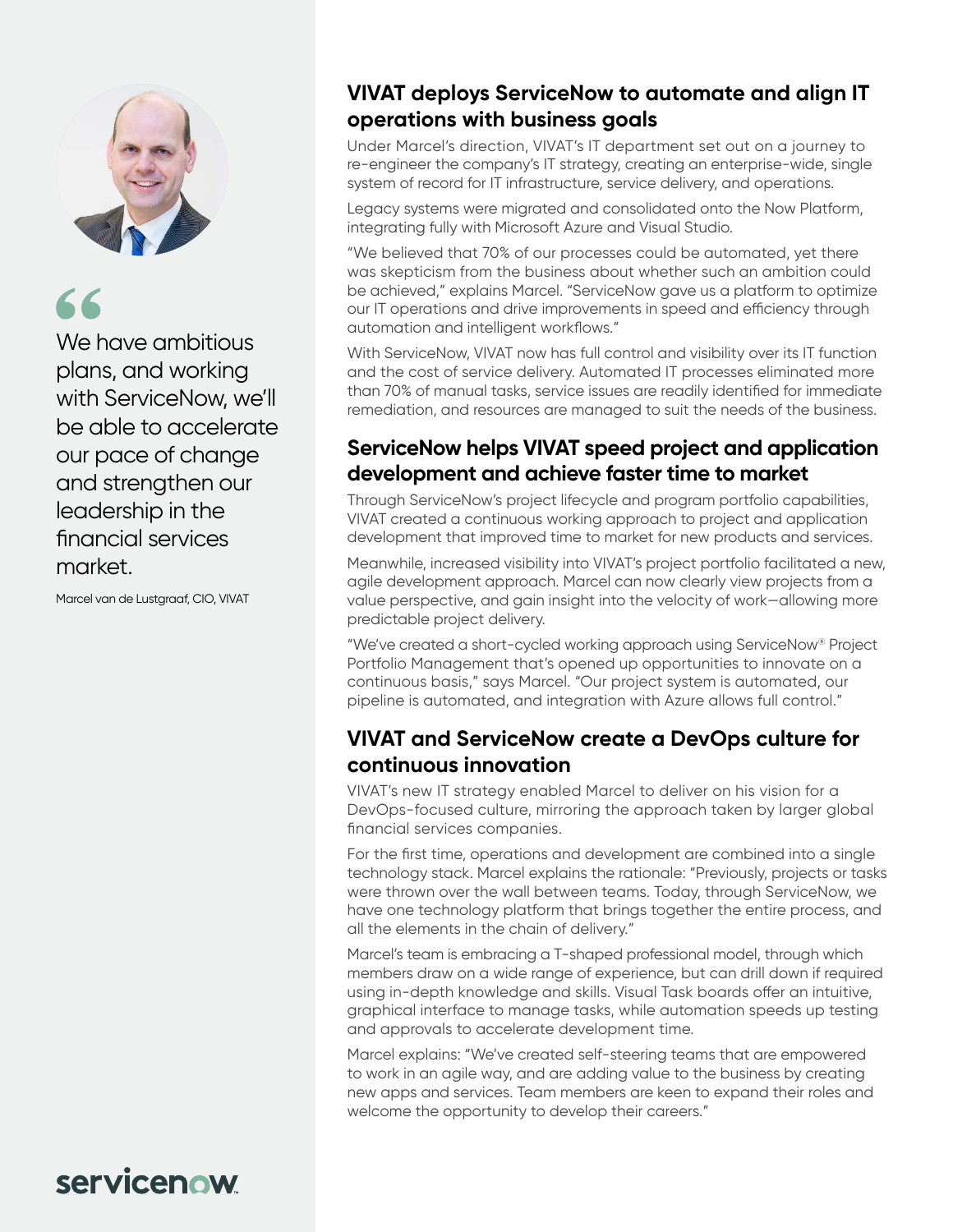> We have ambitious plans, and working with ServiceNow, we'll be able to accelerate our pace of change and strengthen our leadership in the financial services market.
>
> Marcel van de Lustgraaf, CIO, VIVAT

## VIVAT deploys ServiceNow to automate and align IT operations with business goals

Under Marcel's direction, VIVAT's IT department set out on a journey to re-engineer the company's IT strategy, creating an enterprise-wide, single system of record for IT infrastructure, service delivery, and operations.

Legacy systems were migrated and consolidated onto the Now Platform, integrating fully with Microsoft Azure and Visual Studio.

"We believed that 70% of our processes could be automated, yet there was skepticism from the business about whether such an ambition could be achieved," explains Marcel. "ServiceNow gave us a platform to optimize our IT operations and drive improvements in speed and efficiency through automation and intelligent workflows."

With ServiceNow, VIVAT now has full control and visibility over its IT function and the cost of service delivery. Automated IT processes eliminated more than 70% of manual tasks, service issues are readily identified for immediate remediation, and resources are managed to suit the needs of the business.

## ServiceNow helps VIVAT speed project and application development and achieve faster time to market

Through ServiceNow's project lifecycle and program portfolio capabilities, VIVAT created a continuous working approach to project and application development that improved time to market for new products and services.

Meanwhile, increased visibility into VIVAT's project portfolio facilitated a new, agile development approach. Marcel can now clearly view projects from a value perspective, and gain insight into the velocity of work—allowing more predictable project delivery.

"We've created a short-cycled working approach using ServiceNow® Project Portfolio Management that's opened up opportunities to innovate on a continuous basis," says Marcel. "Our project system is automated, our pipeline is automated, and integration with Azure allows full control."

## VIVAT and ServiceNow create a DevOps culture for continuous innovation

VIVAT's new IT strategy enabled Marcel to deliver on his vision for a DevOps-focused culture, mirroring the approach taken by larger global financial services companies.

For the first time, operations and development are combined into a single technology stack. Marcel explains the rationale: "Previously, projects or tasks were thrown over the wall between teams. Today, through ServiceNow, we have one technology platform that brings together the entire process, and all the elements in the chain of delivery."

Marcel's team is embracing a T-shaped professional model, through which members draw on a wide range of experience, but can drill down if required using in-depth knowledge and skills. Visual Task boards offer an intuitive, graphical interface to manage tasks, while automation speeds up testing and approvals to accelerate development time.

Marcel explains: "We've created self-steering teams that are empowered to work in an agile way, and are adding value to the business by creating new apps and services. Team members are keen to expand their roles and welcome the opportunity to develop their careers."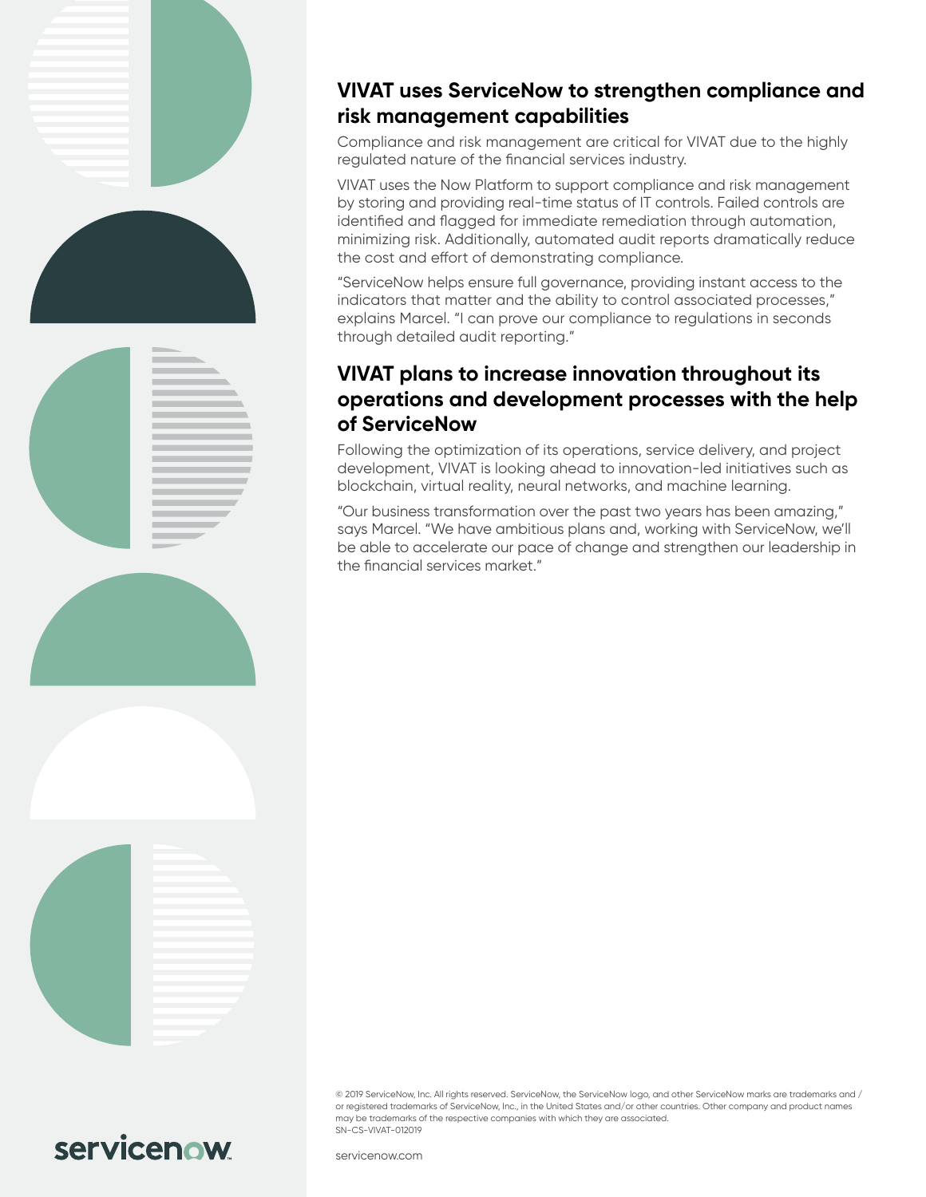## VIVAT uses ServiceNow to strengthen compliance and risk management capabilities

Compliance and risk management are critical for VIVAT due to the highly regulated nature of the financial services industry.

VIVAT uses the Now Platform to support compliance and risk management by storing and providing real-time status of IT controls. Failed controls are identified and flagged for immediate remediation through automation, minimizing risk. Additionally, automated audit reports dramatically reduce the cost and effort of demonstrating compliance.

"ServiceNow helps ensure full governance, providing instant access to the indicators that matter and the ability to control associated processes," explains Marcel. "I can prove our compliance to regulations in seconds through detailed audit reporting."

## VIVAT plans to increase innovation throughout its operations and development processes with the help of ServiceNow

Following the optimization of its operations, service delivery, and project development, VIVAT is looking ahead to innovation-led initiatives such as blockchain, virtual reality, neural networks, and machine learning.

"Our business transformation over the past two years has been amazing," says Marcel. "We have ambitious plans and, working with ServiceNow, we'll be able to accelerate our pace of change and strengthen our leadership in the financial services market."

© 2019 ServiceNow, Inc. All rights reserved. ServiceNow, the ServiceNow logo, and other ServiceNow marks are trademarks and / or registered trademarks of ServiceNow, Inc., in the United States and/or other countries. Other company and product names may be trademarks of the respective companies with which they are associated.
SN-CS-VIVAT-012019

servicenow

servicenow.com